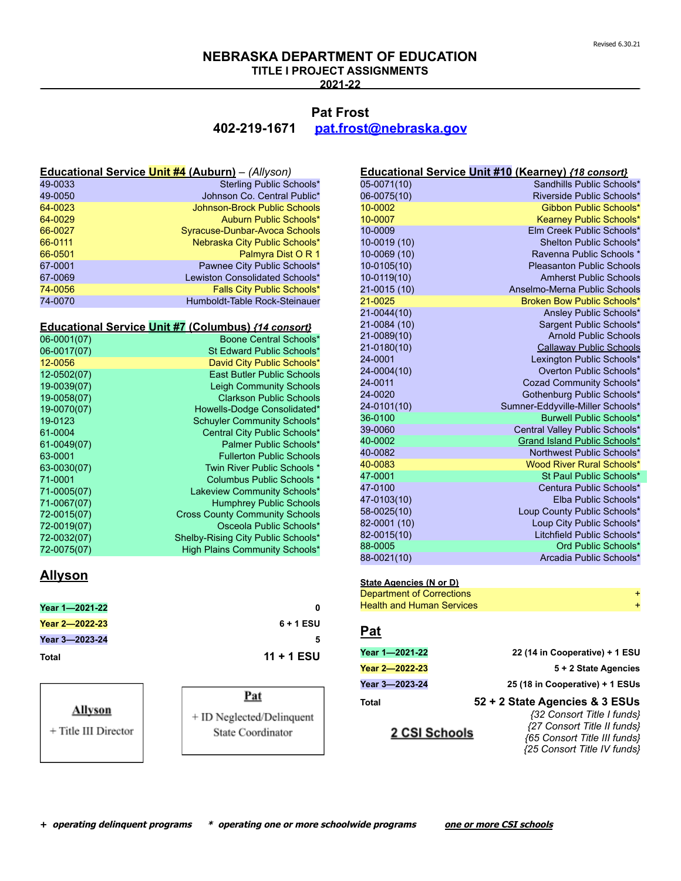Revised 6.30.21

# NEBRASKA DEPARTMENT OF EDUCATION

## TITLE I PROJECT ASSIGNMENTS

## 2021-22

## Pat Frost

**402-219-1671 pat.frost@nebraska.gov**

### Educational Service Unit #4 (Auburn) – *(Allyson)*

| | |
|---|---|
| 49-0033 | Sterling Public Schools* |
| 49-0050 | Johnson Co. Central Public* |
| 64-0023 | Johnson-Brock Public Schools |
| 64-0029 | Auburn Public Schools* |
| 66-0027 | Syracuse-Dunbar-Avoca Schools |
| 66-0111 | Nebraska City Public Schools* |
| 66-0501 | Palmyra Dist O R 1 |
| 67-0001 | Pawnee City Public Schools* |
| 67-0069 | Lewiston Consolidated Schools* |
| 74-0056 | Falls City Public Schools* |
| 74-0070 | Humboldt-Table Rock-Steinauer |

### Educational Service Unit #7 (Columbus) *{14 consort}*

| | |
|---|---|
| 06-0001(07) | Boone Central Schools* |
| 06-0017(07) | St Edward Public Schools* |
| 12-0056 | David City Public Schools* |
| 12-0502(07) | East Butler Public Schools |
| 19-0039(07) | Leigh Community Schools |
| 19-0058(07) | Clarkson Public Schools |
| 19-0070(07) | Howells-Dodge Consolidated* |
| 19-0123 | Schuyler Community Schools* |
| 61-0004 | Central City Public Schools* |
| 61-0049(07) | Palmer Public Schools* |
| 63-0001 | Fullerton Public Schools |
| 63-0030(07) | Twin River Public Schools * |
| 71-0001 | Columbus Public Schools * |
| 71-0005(07) | Lakeview Community Schools* |
| 71-0067(07) | Humphrey Public Schools |
| 72-0015(07) | Cross County Community Schools |
| 72-0019(07) | Osceola Public Schools* |
| 72-0032(07) | Shelby-Rising City Public Schools* |
| 72-0075(07) | High Plains Community Schools* |

## Allyson

| | |
|---|---|
| **Year 1—2021-22** | **0** |
| **Year 2—2022-23** | **6 + 1 ESU** |
| **Year 3—2023-24** | **5** |
| **Total** | **11 + 1 ESU** |

**Allyson**
+ Title III Director

**Pat**
+ ID Neglected/Delinquent State Coordinator

### Educational Service Unit #10 (Kearney) *{18 consort}*

| | |
|---|---|
| 05-0071(10) | Sandhills Public Schools* |
| 06-0075(10) | Riverside Public Schools* |
| 10-0002 | Gibbon Public Schools* |
| 10-0007 | Kearney Public Schools* |
| 10-0009 | Elm Creek Public Schools* |
| 10-0019 (10) | Shelton Public Schools* |
| 10-0069 (10) | Ravenna Public Schools * |
| 10-0105(10) | Pleasanton Public Schools |
| 10-0119(10) | Amherst Public Schools |
| 21-0015 (10) | Anselmo-Merna Public Schools |
| 21-0025 | Broken Bow Public Schools* |
| 21-0044(10) | Ansley Public Schools* |
| 21-0084 (10) | Sargent Public Schools* |
| 21-0089(10) | Arnold Public Schools |
| 21-0180(10) | Callaway Public Schools |
| 24-0001 | Lexington Public Schools* |
| 24-0004(10) | Overton Public Schools* |
| 24-0011 | Cozad Community Schools* |
| 24-0020 | Gothenburg Public Schools* |
| 24-0101(10) | Sumner-Eddyville-Miller Schools* |
| 36-0100 | Burwell Public Schools* |
| 39-0060 | Central Valley Public Schools* |
| 40-0002 | Grand Island Public Schools* |
| 40-0082 | Northwest Public Schools* |
| 40-0083 | Wood River Rural Schools* |
| 47-0001 | St Paul Public Schools* |
| 47-0100 | Centura Public Schools* |
| 47-0103(10) | Elba Public Schools* |
| 58-0025(10) | Loup County Public Schools* |
| 82-0001 (10) | Loup City Public Schools* |
| 82-0015(10) | Litchfield Public Schools* |
| 88-0005 | Ord Public Schools* |
| 88-0021(10) | Arcadia Public Schools* |

### State Agencies (N or D)

| | |
|---|---|
| Department of Corrections | + |
| Health and Human Services | + |

## Pat

| | |
|---|---|
| **Year 1—2021-22** | **22 (14 in Cooperative) + 1 ESU** |
| **Year 2—2022-23** | **5 + 2 State Agencies** |
| **Year 3—2023-24** | **25 (18 in Cooperative) + 1 ESUs** |
| **Total** | **52 + 2 State Agencies & 3 ESUs** |

**2 CSI Schools**

*{32 Consort Title I funds}*
*{27 Consort Title II funds}*
*{65 Consort Title III funds}*
*{25 Consort Title IV funds}*

***+ operating delinquent programs*** ***\* operating one or more schoolwide programs*** ***one or more CSI schools***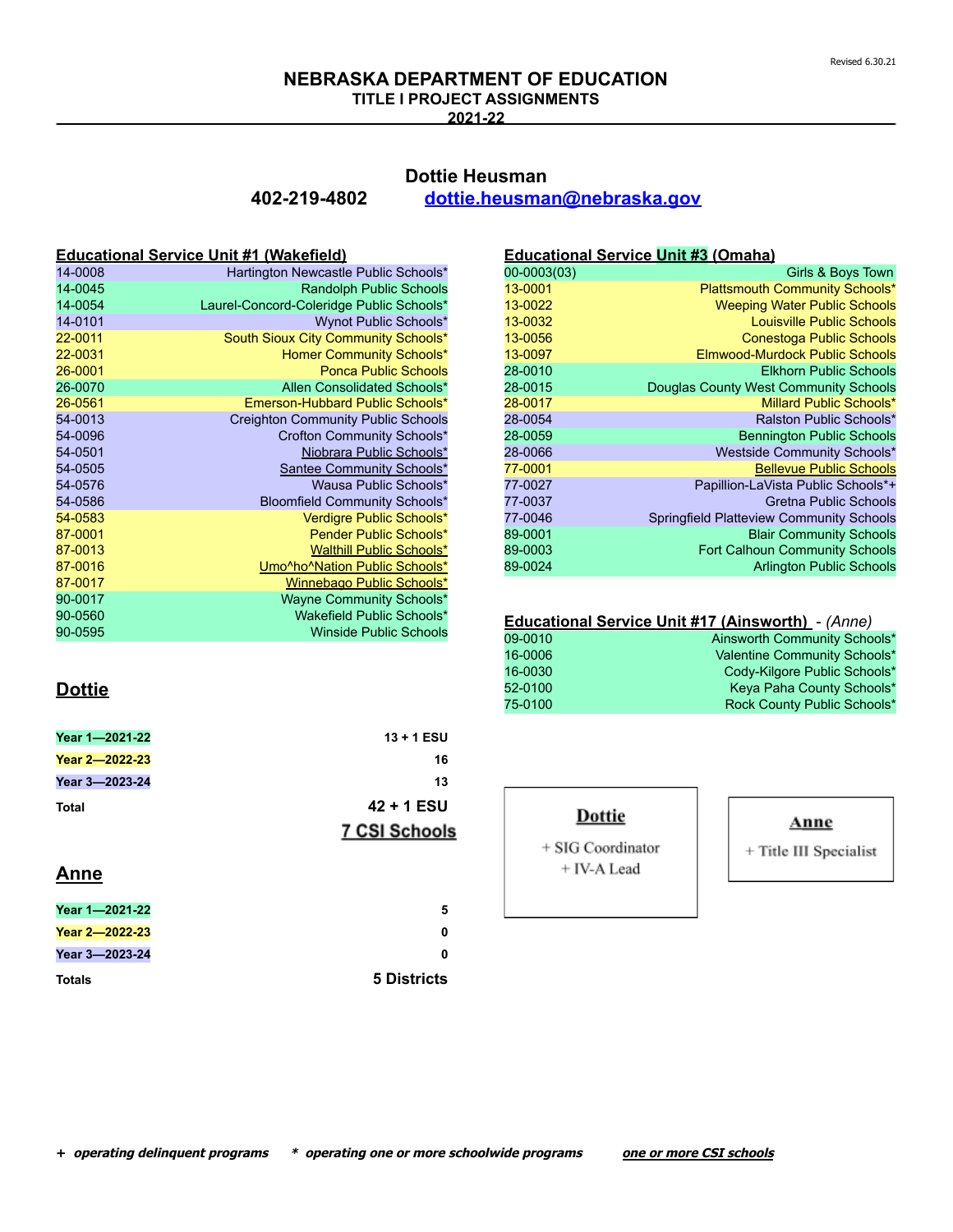Revised 6.30.21

# NEBRASKA DEPARTMENT OF EDUCATION

## TITLE I PROJECT ASSIGNMENTS

## 2021-22

## Dottie Heusman

**402-219-4802** **dottie.heusman@nebraska.gov**

### Educational Service Unit #1 (Wakefield)

| | |
|---|---|
| 14-0008 | Hartington Newcastle Public Schools* |
| 14-0045 | Randolph Public Schools |
| 14-0054 | Laurel-Concord-Coleridge Public Schools* |
| 14-0101 | Wynot Public Schools* |
| 22-0011 | South Sioux City Community Schools* |
| 22-0031 | Homer Community Schools* |
| 26-0001 | Ponca Public Schools |
| 26-0070 | Allen Consolidated Schools* |
| 26-0561 | Emerson-Hubbard Public Schools* |
| 54-0013 | Creighton Community Public Schools |
| 54-0096 | Crofton Community Schools* |
| 54-0501 | Niobrara Public Schools* |
| 54-0505 | Santee Community Schools* |
| 54-0576 | Wausa Public Schools* |
| 54-0586 | Bloomfield Community Schools* |
| 54-0583 | Verdigre Public Schools* |
| 87-0001 | Pender Public Schools* |
| 87-0013 | Walthill Public Schools* |
| 87-0016 | Umo^ho^Nation Public Schools* |
| 87-0017 | Winnebago Public Schools* |
| 90-0017 | Wayne Community Schools* |
| 90-0560 | Wakefield Public Schools* |
| 90-0595 | Winside Public Schools |

### Educational Service Unit #3 (Omaha)

| | |
|---|---|
| 00-0003(03) | Girls & Boys Town |
| 13-0001 | Plattsmouth Community Schools* |
| 13-0022 | Weeping Water Public Schools |
| 13-0032 | Louisville Public Schools |
| 13-0056 | Conestoga Public Schools |
| 13-0097 | Elmwood-Murdock Public Schools |
| 28-0010 | Elkhorn Public Schools |
| 28-0015 | Douglas County West Community Schools |
| 28-0017 | Millard Public Schools* |
| 28-0054 | Ralston Public Schools* |
| 28-0059 | Bennington Public Schools |
| 28-0066 | Westside Community Schools* |
| 77-0001 | Bellevue Public Schools |
| 77-0027 | Papillion-LaVista Public Schools*+ |
| 77-0037 | Gretna Public Schools |
| 77-0046 | Springfield Platteview Community Schools |
| 89-0001 | Blair Community Schools |
| 89-0003 | Fort Calhoun Community Schools |
| 89-0024 | Arlington Public Schools |

### Educational Service Unit #17 (Ainsworth) - *(Anne)*

| | |
|---|---|
| 09-0010 | Ainsworth Community Schools* |
| 16-0006 | Valentine Community Schools* |
| 16-0030 | Cody-Kilgore Public Schools* |
| 52-0100 | Keya Paha County Schools* |
| 75-0100 | Rock County Public Schools* |

## Dottie

| | |
|---|---|
| **Year 1—2021-22** | **13 + 1 ESU** |
| **Year 2—2022-23** | **16** |
| **Year 3—2023-24** | **13** |
| **Total** | **42 + 1 ESU** |
| | **7 CSI Schools** |

## Anne

| | |
|---|---|
| **Year 1—2021-22** | **5** |
| **Year 2—2022-23** | **0** |
| **Year 3—2023-24** | **0** |
| **Totals** | **5 Districts** |

**Dottie**
+ SIG Coordinator
+ IV-A Lead

**Anne**
+ Title III Specialist

**+** ***operating delinquent programs*** **\*** ***operating one or more schoolwide programs*** ***one or more CSI schools***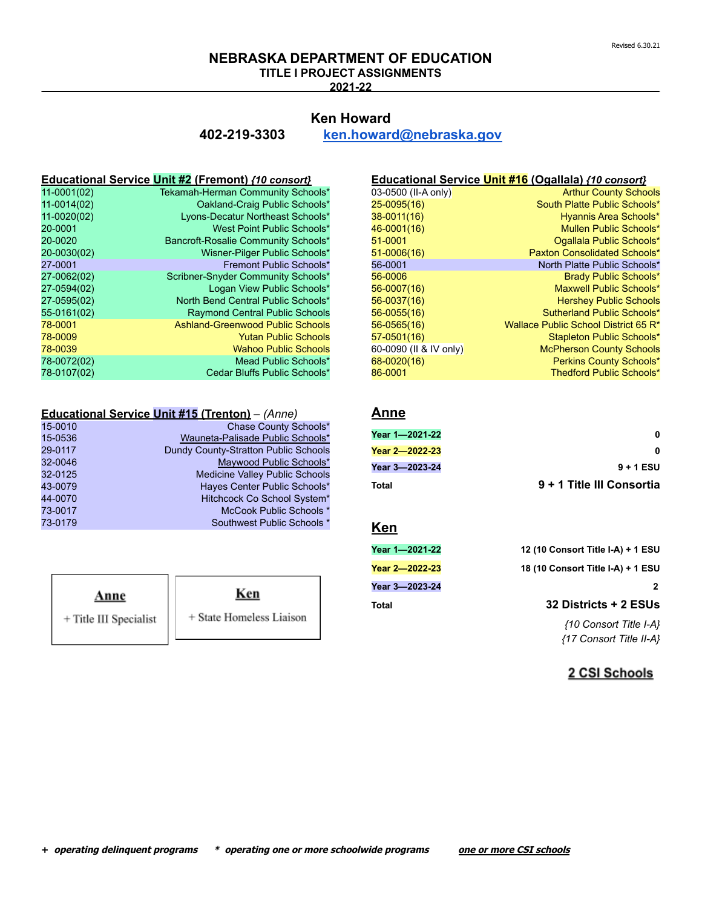# NEBRASKA DEPARTMENT OF EDUCATION

## TITLE I PROJECT ASSIGNMENTS

## 2021-22

Revised 6.30.21

## Ken Howard

**402-219-3303** **ken.howard@nebraska.gov**

### Educational Service Unit #2 (Fremont) *{10 consort}*

| | |
|---|---|
| 11-0001(02) | Tekamah-Herman Community Schools* |
| 11-0014(02) | Oakland-Craig Public Schools* |
| 11-0020(02) | Lyons-Decatur Northeast Schools* |
| 20-0001 | West Point Public Schools* |
| 20-0020 | Bancroft-Rosalie Community Schools* |
| 20-0030(02) | Wisner-Pilger Public Schools* |
| 27-0001 | Fremont Public Schools* |
| 27-0062(02) | Scribner-Snyder Community Schools* |
| 27-0594(02) | Logan View Public Schools* |
| 27-0595(02) | North Bend Central Public Schools* |
| 55-0161(02) | Raymond Central Public Schools |
| 78-0001 | Ashland-Greenwood Public Schools* |
| 78-0009 | Yutan Public Schools |
| 78-0039 | Wahoo Public Schools |
| 78-0072(02) | Mead Public Schools* |
| 78-0107(02) | Cedar Bluffs Public Schools* |

### Educational Service Unit #16 (Ogallala) *{10 consort}*

| | |
|---|---|
| 03-0500 (II-A only) | Arthur County Schools |
| 25-0095(16) | South Platte Public Schools* |
| 38-0011(16) | Hyannis Area Schools* |
| 46-0001(16) | Mullen Public Schools* |
| 51-0001 | Ogallala Public Schools* |
| 51-0006(16) | Paxton Consolidated Schools* |
| 56-0001 | North Platte Public Schools* |
| 56-0006 | Brady Public Schools* |
| 56-0007(16) | Maxwell Public Schools* |
| 56-0037(16) | Hershey Public Schools |
| 56-0055(16) | Sutherland Public Schools* |
| 56-0565(16) | Wallace Public School District 65 R* |
| 57-0501(16) | Stapleton Public Schools* |
| 60-0090 (II & IV only) | McPherson County Schools |
| 68-0020(16) | Perkins County Schools* |
| 86-0001 | Thedford Public Schools* |

### Educational Service Unit #15 (Trenton) – *(Anne)*

| | |
|---|---|
| 15-0010 | Chase County Schools* |
| 15-0536 | Wauneta-Palisade Public Schools* |
| 29-0117 | Dundy County-Stratton Public Schools |
| 32-0046 | Maywood Public Schools* |
| 32-0125 | Medicine Valley Public Schools |
| 43-0079 | Hayes Center Public Schools* |
| 44-0070 | Hitchcock Co School System* |
| 73-0017 | McCook Public Schools * |
| 73-0179 | Southwest Public Schools * |

### Anne

| | |
|---|---|
| **Year 1—2021-22** | **0** |
| **Year 2—2022-23** | **0** |
| **Year 3—2023-24** | **9 + 1 ESU** |
| **Total** | **9 + 1 Title III Consortia** |

### Ken

| | |
|---|---|
| **Year 1—2021-22** | **12 (10 Consort Title I-A) + 1 ESU** |
| **Year 2—2022-23** | **18 (10 Consort Title I-A) + 1 ESU** |
| **Year 3—2023-24** | **2** |
| **Total** | **32 Districts + 2 ESUs** |

*{10 Consort Title I-A}*
*{17 Consort Title II-A}*

**2 CSI Schools**

**Anne**
+ Title III Specialist

**Ken**
+ State Homeless Liaison

***+ operating delinquent programs*** ***\* operating one or more schoolwide programs*** ***one or more CSI schools***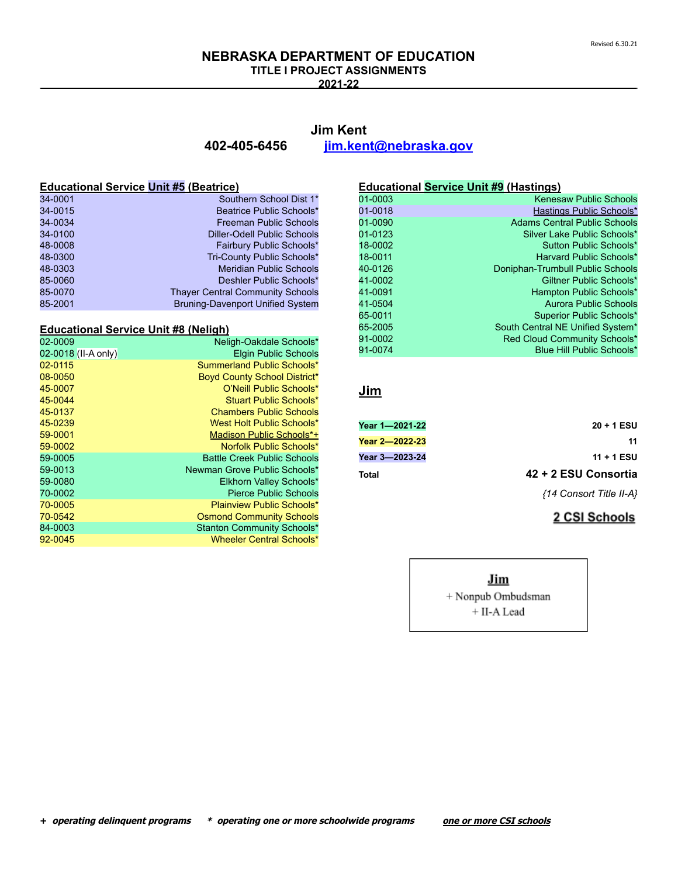Revised 6.30.21

# NEBRASKA DEPARTMENT OF EDUCATION
## TITLE I PROJECT ASSIGNMENTS
## 2021-22

**Jim Kent**
**402-405-6456** **jim.kent@nebraska.gov**

### Educational Service Unit #5 (Beatrice)

| | |
|---|---|
| 34-0001 | Southern School Dist 1* |
| 34-0015 | Beatrice Public Schools* |
| 34-0034 | Freeman Public Schools |
| 34-0100 | Diller-Odell Public Schools |
| 48-0008 | Fairbury Public Schools* |
| 48-0300 | Tri-County Public Schools* |
| 48-0303 | Meridian Public Schools |
| 85-0060 | Deshler Public Schools* |
| 85-0070 | Thayer Central Community Schools |
| 85-2001 | Bruning-Davenport Unified System |

### Educational Service Unit #8 (Neligh)

| | |
|---|---|
| 02-0009 | Neligh-Oakdale Schools* |
| 02-0018 (II-A only) | Elgin Public Schools |
| 02-0115 | Summerland Public Schools* |
| 08-0050 | Boyd County School District* |
| 45-0007 | O'Neill Public Schools* |
| 45-0044 | Stuart Public Schools* |
| 45-0137 | Chambers Public Schools |
| 45-0239 | West Holt Public Schools* |
| 59-0001 | Madison Public Schools*+ |
| 59-0002 | Norfolk Public Schools* |
| 59-0005 | Battle Creek Public Schools |
| 59-0013 | Newman Grove Public Schools* |
| 59-0080 | Elkhorn Valley Schools* |
| 70-0002 | Pierce Public Schools |
| 70-0005 | Plainview Public Schools* |
| 70-0542 | Osmond Community Schools |
| 84-0003 | Stanton Community Schools* |
| 92-0045 | Wheeler Central Schools* |

### Educational Service Unit #9 (Hastings)

| | |
|---|---|
| 01-0003 | Kenesaw Public Schools |
| 01-0018 | Hastings Public Schools* |
| 01-0090 | Adams Central Public Schools |
| 01-0123 | Silver Lake Public Schools* |
| 18-0002 | Sutton Public Schools* |
| 18-0011 | Harvard Public Schools* |
| 40-0126 | Doniphan-Trumbull Public Schools |
| 41-0002 | Giltner Public Schools* |
| 41-0091 | Hampton Public Schools* |
| 41-0504 | Aurora Public Schools |
| 65-0011 | Superior Public Schools* |
| 65-2005 | South Central NE Unified System* |
| 91-0002 | Red Cloud Community Schools* |
| 91-0074 | Blue Hill Public Schools* |

### Jim

| | |
|---|---|
| **Year 1—2021-22** | **20 + 1 ESU** |
| **Year 2—2022-23** | **11** |
| **Year 3—2023-24** | **11 + 1 ESU** |
| **Total** | **42 + 2 ESU Consortia** |
| | *{14 Consort Title II-A}* |

**2 CSI Schools**

**Jim**
+ Nonpub Ombudsman
+ II-A Lead

***+ operating delinquent programs*** ***\* operating one or more schoolwide programs*** ***one or more CSI schools***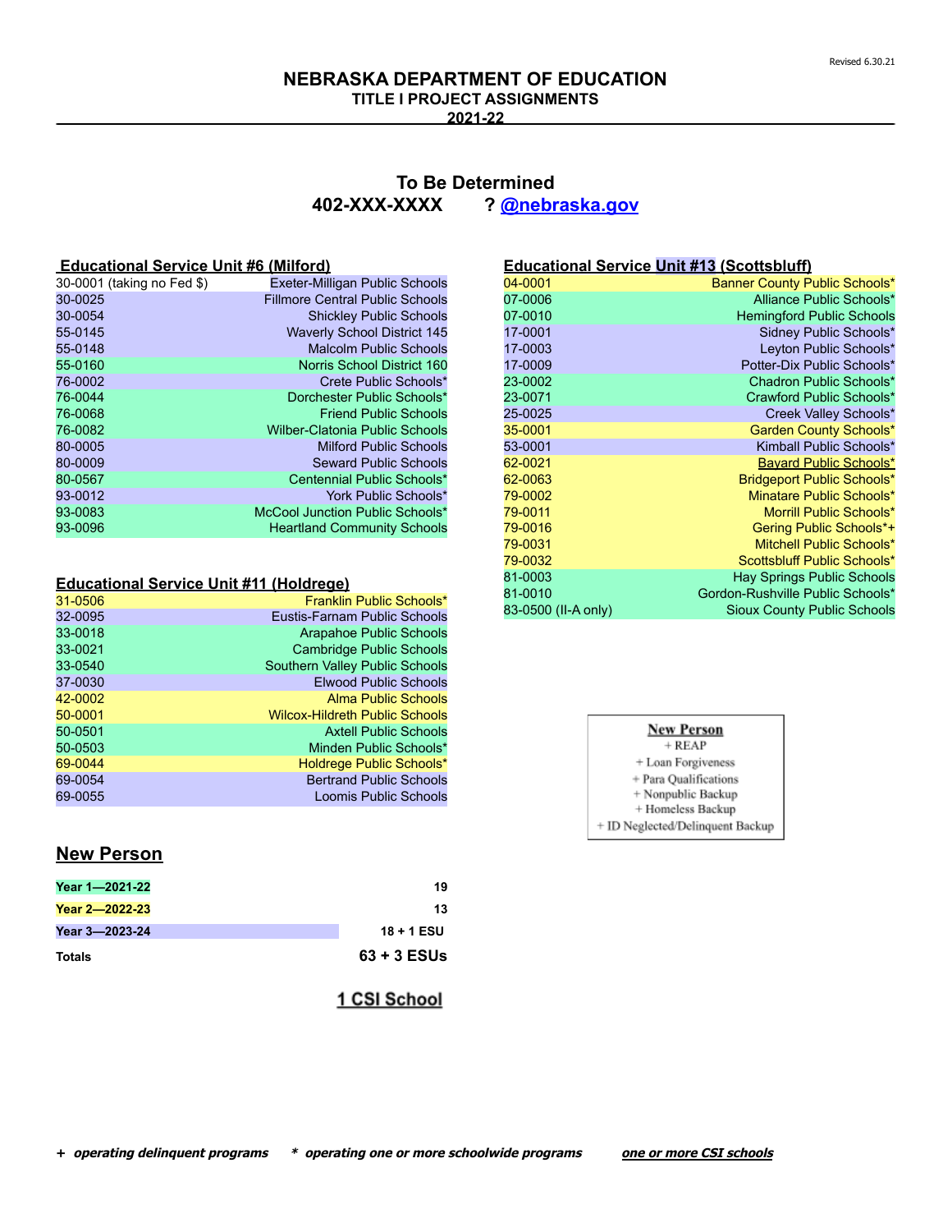Revised 6.30.21

# NEBRASKA DEPARTMENT OF EDUCATION

## TITLE I PROJECT ASSIGNMENTS

## 2021-22

### To Be Determined
**402-XXX-XXXX ? @nebraska.gov**

### Educational Service Unit #6 (Milford)

| | |
|---|---|
| 30-0001 (taking no Fed $) | Exeter-Milligan Public Schools |
| 30-0025 | Fillmore Central Public Schools |
| 30-0054 | Shickley Public Schools |
| 55-0145 | Waverly School District 145 |
| 55-0148 | Malcolm Public Schools |
| 55-0160 | Norris School District 160 |
| 76-0002 | Crete Public Schools* |
| 76-0044 | Dorchester Public Schools* |
| 76-0068 | Friend Public Schools |
| 76-0082 | Wilber-Clatonia Public Schools |
| 80-0005 | Milford Public Schools |
| 80-0009 | Seward Public Schools |
| 80-0567 | Centennial Public Schools* |
| 93-0012 | York Public Schools* |
| 93-0083 | McCool Junction Public Schools* |
| 93-0096 | Heartland Community Schools |

### Educational Service Unit #11 (Holdrege)

| | |
|---|---|
| 31-0506 | Franklin Public Schools* |
| 32-0095 | Eustis-Farnam Public Schools |
| 33-0018 | Arapahoe Public Schools |
| 33-0021 | Cambridge Public Schools |
| 33-0540 | Southern Valley Public Schools |
| 37-0030 | Elwood Public Schools |
| 42-0002 | Alma Public Schools |
| 50-0001 | Wilcox-Hildreth Public Schools |
| 50-0501 | Axtell Public Schools |
| 50-0503 | Minden Public Schools* |
| 69-0044 | Holdrege Public Schools* |
| 69-0054 | Bertrand Public Schools |
| 69-0055 | Loomis Public Schools |

### Educational Service Unit #13 (Scottsbluff)

| | |
|---|---|
| 04-0001 | Banner County Public Schools* |
| 07-0006 | Alliance Public Schools* |
| 07-0010 | Hemingford Public Schools |
| 17-0001 | Sidney Public Schools* |
| 17-0003 | Leyton Public Schools* |
| 17-0009 | Potter-Dix Public Schools* |
| 23-0002 | Chadron Public Schools* |
| 23-0071 | Crawford Public Schools* |
| 25-0025 | Creek Valley Schools* |
| 35-0001 | Garden County Schools* |
| 53-0001 | Kimball Public Schools* |
| 62-0021 | Bayard Public Schools* |
| 62-0063 | Bridgeport Public Schools* |
| 79-0002 | Minatare Public Schools* |
| 79-0011 | Morrill Public Schools* |
| 79-0016 | Gering Public Schools*+ |
| 79-0031 | Mitchell Public Schools* |
| 79-0032 | Scottsbluff Public Schools* |
| 81-0003 | Hay Springs Public Schools |
| 81-0010 | Gordon-Rushville Public Schools* |
| 83-0500 (II-A only) | Sioux County Public Schools |

### New Person

| | |
|---|---|
| **Year 1—2021-22** | **19** |
| **Year 2—2022-23** | **13** |
| **Year 3—2023-24** | **18 + 1 ESU** |
| **Totals** | **63 + 3 ESUs** |

**1 CSI School**

**New Person**
+ REAP
+ Loan Forgiveness
+ Para Qualifications
+ Nonpublic Backup
+ Homeless Backup
+ ID Neglected/Delinquent Backup

***+ operating delinquent programs*** ***\* operating one or more schoolwide programs*** ***one or more CSI schools***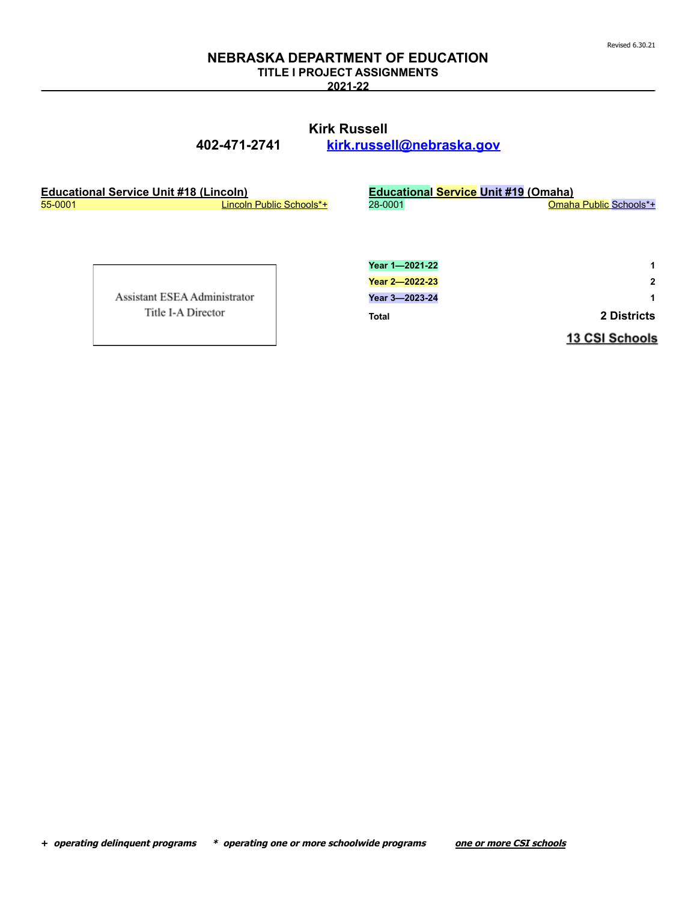Revised 6.30.21

# NEBRASKA DEPARTMENT OF EDUCATION

## TITLE I PROJECT ASSIGNMENTS

## 2021-22

**Kirk Russell**

**402-471-2741** **kirk.russell@nebraska.gov**

**Educational Service Unit #18 (Lincoln)**

55-0001 Lincoln Public Schools*+

**Educational Service Unit #19 (Omaha)**

28-0001 Omaha Public Schools*+

Assistant ESEA Administrator
Title I-A Director

| | |
|---|---|
| **Year 1—2021-22** | **1** |
| **Year 2—2022-23** | **2** |
| **Year 3—2023-24** | **1** |
| **Total** | **2 Districts** |
| | **13 CSI Schools** |

**+** ***operating delinquent programs*** **\*** ***operating one or more schoolwide programs*** ***one or more CSI schools***